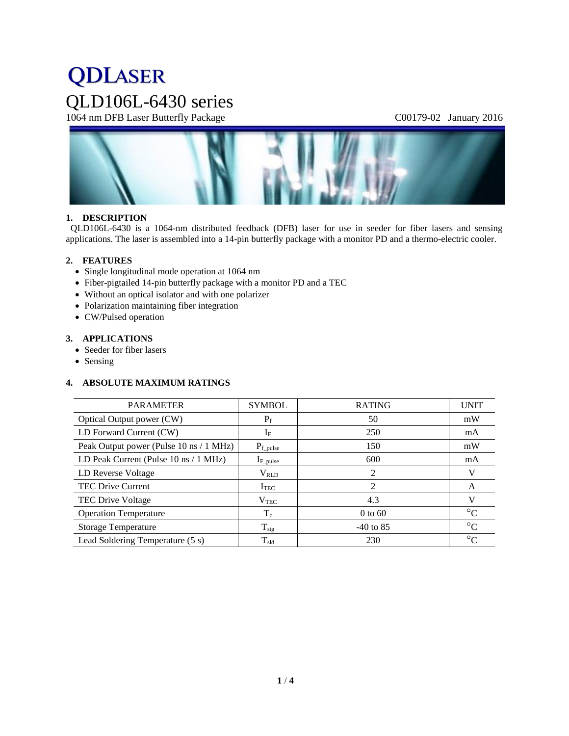# QDLASER

# QLD106L-6430 series

1064 nm DFB Laser Butterfly Package C00179-02 January 2016

## 1. DESCRIPTION

QLD106L-6430 is a 1064-nm distributed feedback (DFB) laser for use in seeder for fiber lasers and sensing applications. The laser is assembled into a 14-pin butterfly package with a monitor PD and a thermo-electric cooler.

## 2. FEATURES

- Single longitudinal mode operation at 1064 nm
- Fiber-pigtailed 14-pin butterfly package with a monitor PD and a TEC
- Without an optical isolator and with one polarizer
- Polarization maintaining fiber integration
- CW/Pulsed operation

## 3. APPLICATIONS

- Seeder for fiber lasers
- Sensing

## 4. ABSOLUTE MAXIMUM RATINGS

| PARAMETER | SYMBOL | RATING | UNIT |
|---|---|---|---|
| Optical Output power (CW) | $P_f$ | 50 | mW |
| LD Forward Current (CW) | $I_F$ | 250 | mA |
| Peak Output power (Pulse 10 ns / 1 MHz) | $P_{f\_pulse}$ | 150 | mW |
| LD Peak Current (Pulse 10 ns / 1 MHz) | $I_{F\_pulse}$ | 600 | mA |
| LD Reverse Voltage | $V_{RLD}$ | 2 | V |
| TEC Drive Current | $I_{TEC}$ | 2 | A |
| TEC Drive Voltage | $V_{TEC}$ | 4.3 | V |
| Operation Temperature | $T_c$ | 0 to 60 | °C |
| Storage Temperature | $T_{stg}$ | -40 to 85 | °C |
| Lead Soldering Temperature (5 s) | $T_{sld}$ | 230 | °C |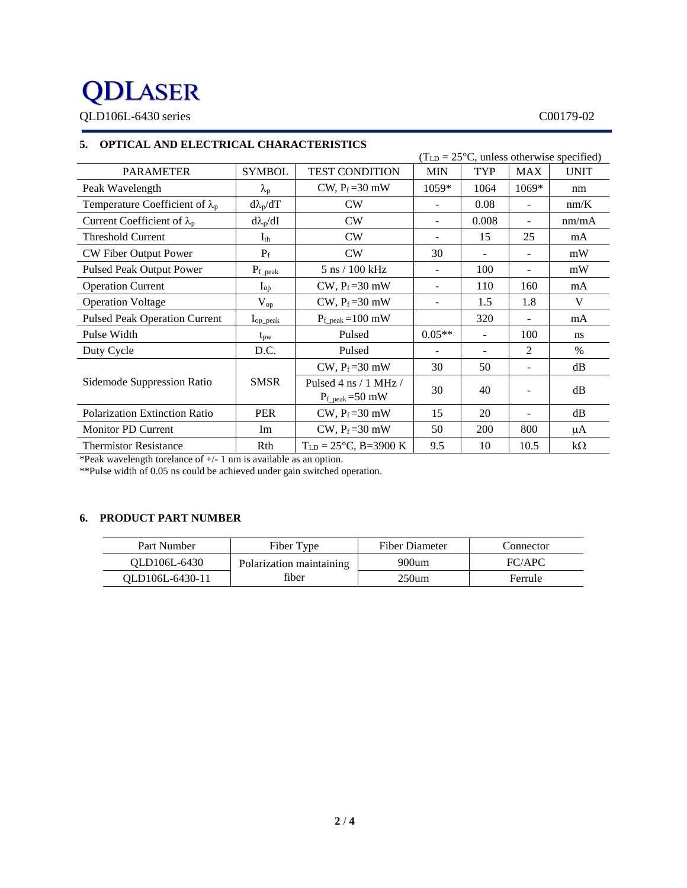## 5. OPTICAL AND ELECTRICAL CHARACTERISTICS

($T_{LD}$ = 25°C, unless otherwise specified)

| PARAMETER | SYMBOL | TEST CONDITION | MIN | TYP | MAX | UNIT |
|---|---|---|---|---|---|---|
| Peak Wavelength | $\lambda_p$ | CW, $P_f$ =30 mW | 1059* | 1064 | 1069* | nm |
| Temperature Coefficient of $\lambda_p$ | $d\lambda_p/dT$ | CW | - | 0.08 | - | nm/K |
| Current Coefficient of $\lambda_p$ | $d\lambda_p/dI$ | CW | - | 0.008 | - | nm/mA |
| Threshold Current | $I_{th}$ | CW | - | 15 | 25 | mA |
| CW Fiber Output Power | $P_f$ | CW | 30 | - | - | mW |
| Pulsed Peak Output Power | $P_{f\_peak}$ | 5 ns / 100 kHz | - | 100 | - | mW |
| Operation Current | $I_{op}$ | CW, $P_f$ =30 mW | - | 110 | 160 | mA |
| Operation Voltage | $V_{op}$ | CW, $P_f$ =30 mW | - | 1.5 | 1.8 | V |
| Pulsed Peak Operation Current | $I_{op\_peak}$ | $P_{f\_peak}$ =100 mW | | 320 | - | mA |
| Pulse Width | $t_{pw}$ | Pulsed | 0.05** | - | 100 | ns |
| Duty Cycle | D.C. | Pulsed | - | - | 2 | % |
| Sidemode Suppression Ratio | SMSR | CW, $P_f$ =30 mW | 30 | 50 | - | dB |
| | | Pulsed 4 ns / 1 MHz / $P_{f\_peak}$ =50 mW | 30 | 40 | - | dB |
| Polarization Extinction Ratio | PER | CW, $P_f$ =30 mW | 15 | 20 | - | dB |
| Monitor PD Current | Im | CW, $P_f$ =30 mW | 50 | 200 | 800 | μA |
| Thermistor Resistance | Rth | $T_{LD}$ = 25°C, B=3900 K | 9.5 | 10 | 10.5 | kΩ |

*Peak wavelength torelance of +/- 1 nm is available as an option.

**Pulse width of 0.05 ns could be achieved under gain switched operation.

## 6. PRODUCT PART NUMBER

| Part Number | Fiber Type | Fiber Diameter | Connector |
|---|---|---|---|
| QLD106L-6430 | Polarization maintaining fiber | 900um | FC/APC |
| QLD106L-6430-11 | | 250um | Ferrule |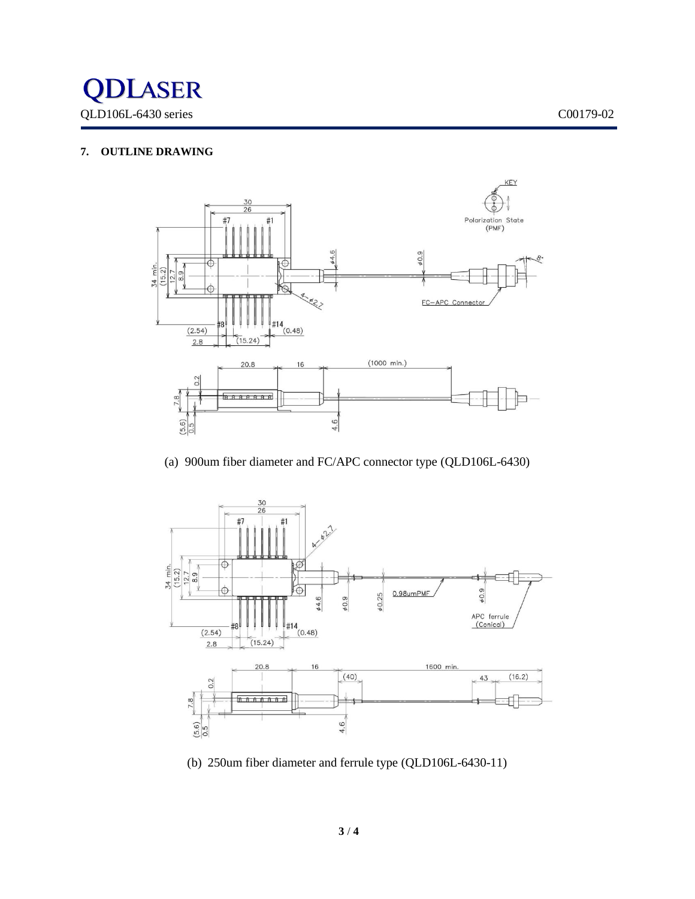## 7. OUTLINE DRAWING

(a) 900um fiber diameter and FC/APC connector type (QLD106L-6430)

(b) 250um fiber diameter and ferrule type (QLD106L-6430-11)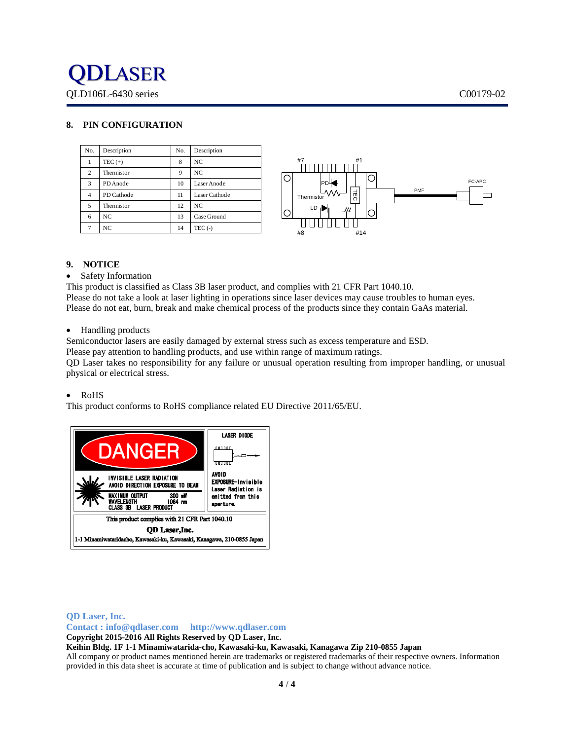## 8. PIN CONFIGURATION

| No. | Description | No. | Description |
|---|---|---|---|
| 1 | TEC (+) | 8 | NC |
| 2 | Thermistor | 9 | NC |
| 3 | PD Anode | 10 | Laser Anode |
| 4 | PD Cathode | 11 | Laser Cathode |
| 5 | Thermistor | 12 | NC |
| 6 | NC | 13 | Case Ground |
| 7 | NC | 14 | TEC (-) |

#7 #1

PD

Thermistor

TEC

LD

PMF

FC-APC

#8 #14

## 9. NOTICE

- Safety Information

This product is classified as Class 3B laser product, and complies with 21 CFR Part 1040.10.
Please do not take a look at laser lighting in operations since laser devices may cause troubles to human eyes.
Please do not eat, burn, break and make chemical process of the products since they contain GaAs material.

- Handling products

Semiconductor lasers are easily damaged by external stress such as excess temperature and ESD.
Please pay attention to handling products, and use within range of maximum ratings.
QD Laser takes no responsibility for any failure or unusual operation resulting from improper handling, or unusual physical or electrical stress.

- RoHS

This product conforms to RoHS compliance related EU Directive 2011/65/EU.

DANGER

INVISIBLE LASER RADIATION
AVOID DIRECTION EXPOSURE TO BEAM

MAXIMUM OUTPUT 300 mW
WAVELENGTH 1064 nm
CLASS 3B LASER PRODUCT

LASER DIODE

AVOID
EXPOSURE-Invisible Laser Radiation is emitted from this aperture.

This product complies with 21 CFR Part 1040.10

**QD Laser,Inc.**

1-1 Minamiwataridacho, Kawasaki-ku, Kawasaki, Kanagawa, 210-0855 Japan

**QD Laser, Inc.**

**Contact : info@qdlaser.com http://www.qdlaser.com**

**Copyright 2015-2016 All Rights Reserved by QD Laser, Inc.**

**Keihin Bldg. 1F 1-1 Minamiwatarida-cho, Kawasaki-ku, Kawasaki, Kanagawa Zip 210-0855 Japan**

All company or product names mentioned herein are trademarks or registered trademarks of their respective owners. Information provided in this data sheet is accurate at time of publication and is subject to change without advance notice.